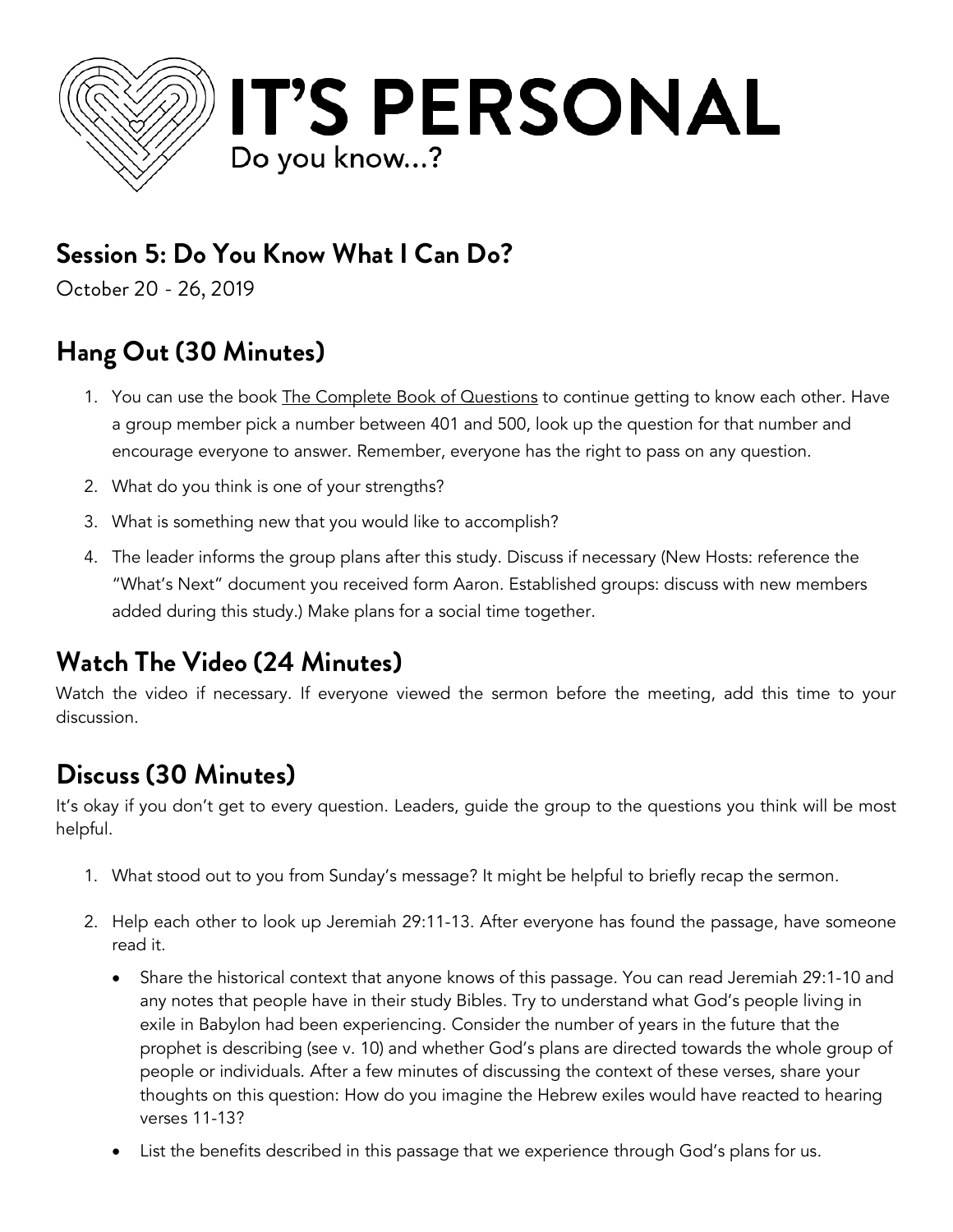# IT'S PERSONAL

Do you know...?

## Session 5: Do You Know What I Can Do?

October 20 - 26, 2019

## Hang Out (30 Minutes)

1. You can use the book The Complete Book of Questions to continue getting to know each other. Have a group member pick a number between 401 and 500, look up the question for that number and encourage everyone to answer. Remember, everyone has the right to pass on any question.
2. What do you think is one of your strengths?
3. What is something new that you would like to accomplish?
4. The leader informs the group plans after this study. Discuss if necessary (New Hosts: reference the "What's Next" document you received form Aaron. Established groups: discuss with new members added during this study.) Make plans for a social time together.

## Watch The Video (24 Minutes)

Watch the video if necessary. If everyone viewed the sermon before the meeting, add this time to your discussion.

## Discuss (30 Minutes)

It's okay if you don't get to every question. Leaders, guide the group to the questions you think will be most helpful.

1. What stood out to you from Sunday's message? It might be helpful to briefly recap the sermon.
2. Help each other to look up Jeremiah 29:11-13. After everyone has found the passage, have someone read it.
   - Share the historical context that anyone knows of this passage. You can read Jeremiah 29:1-10 and any notes that people have in their study Bibles. Try to understand what God's people living in exile in Babylon had been experiencing. Consider the number of years in the future that the prophet is describing (see v. 10) and whether God's plans are directed towards the whole group of people or individuals. After a few minutes of discussing the context of these verses, share your thoughts on this question: How do you imagine the Hebrew exiles would have reacted to hearing verses 11-13?
   - List the benefits described in this passage that we experience through God's plans for us.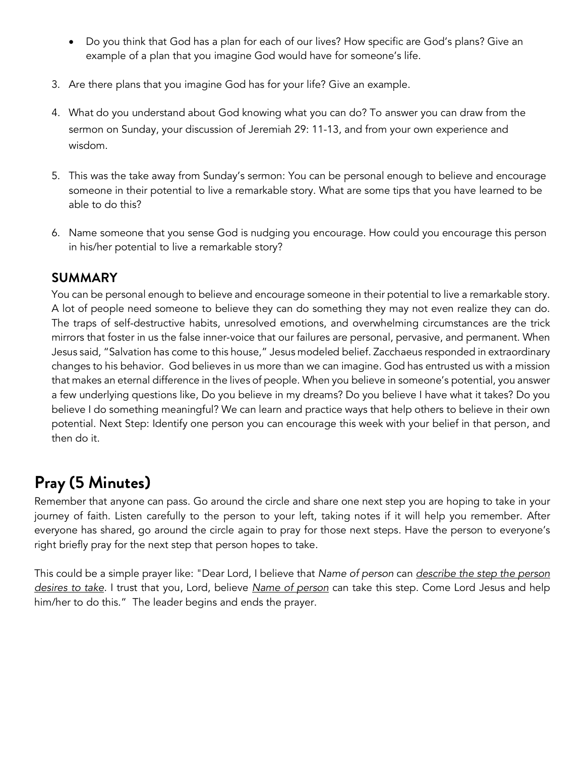- Do you think that God has a plan for each of our lives? How specific are God's plans? Give an example of a plan that you imagine God would have for someone's life.

3. Are there plans that you imagine God has for your life? Give an example.

4. What do you understand about God knowing what you can do? To answer you can draw from the sermon on Sunday, your discussion of Jeremiah 29: 11-13, and from your own experience and wisdom.

5. This was the take away from Sunday's sermon: You can be personal enough to believe and encourage someone in their potential to live a remarkable story. What are some tips that you have learned to be able to do this?

6. Name someone that you sense God is nudging you encourage. How could you encourage this person in his/her potential to live a remarkable story?

### SUMMARY

You can be personal enough to believe and encourage someone in their potential to live a remarkable story. A lot of people need someone to believe they can do something they may not even realize they can do. The traps of self-destructive habits, unresolved emotions, and overwhelming circumstances are the trick mirrors that foster in us the false inner-voice that our failures are personal, pervasive, and permanent. When Jesus said, "Salvation has come to this house," Jesus modeled belief. Zacchaeus responded in extraordinary changes to his behavior. God believes in us more than we can imagine. God has entrusted us with a mission that makes an eternal difference in the lives of people. When you believe in someone's potential, you answer a few underlying questions like, Do you believe in my dreams? Do you believe I have what it takes? Do you believe I do something meaningful? We can learn and practice ways that help others to believe in their own potential. Next Step: Identify one person you can encourage this week with your belief in that person, and then do it.

## Pray (5 Minutes)

Remember that anyone can pass. Go around the circle and share one next step you are hoping to take in your journey of faith. Listen carefully to the person to your left, taking notes if it will help you remember. After everyone has shared, go around the circle again to pray for those next steps. Have the person to everyone's right briefly pray for the next step that person hopes to take.

This could be a simple prayer like: "Dear Lord, I believe that *Name of person* can *describe the step the person desires to take*. I trust that you, Lord, believe *Name of person* can take this step. Come Lord Jesus and help him/her to do this." The leader begins and ends the prayer.